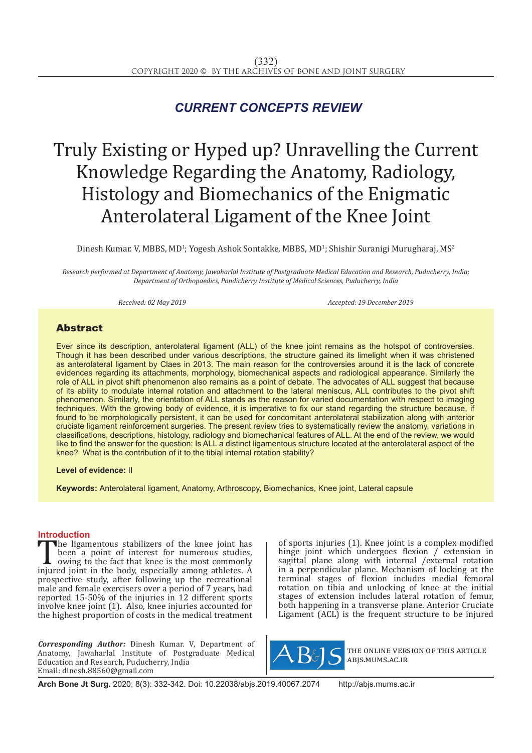*CURRENT CONCEPTS REVIEW*

# Truly Existing or Hyped up? Unravelling the Current Knowledge Regarding the Anatomy, Radiology, Histology and Biomechanics of the Enigmatic Anterolateral Ligament of the Knee Joint

Dinesh Kumar. V, MBBS, MD[1]; Yogesh Ashok Sontakke, MBBS, MD[1]; Shishir Suranigi Murugharaj, MS[2]

*Research performed at Department of Anatomy, Jawaharlal Institute of Postgraduate Medical Education and Research, Puducherry, India; Department of Orthopaedics, Pondicherry Institute of Medical Sciences, Puducherry, India*

*Received: 02 May 2019* *Accepted: 19 December 2019*

## Abstract

Ever since its description, anterolateral ligament (ALL) of the knee joint remains as the hotspot of controversies. Though it has been described under various descriptions, the structure gained its limelight when it was christened as anterolateral ligament by Claes in 2013. The main reason for the controversies around it is the lack of concrete evidences regarding its attachments, morphology, biomechanical aspects and radiological appearance. Similarly the role of ALL in pivot shift phenomenon also remains as a point of debate. The advocates of ALL suggest that because of its ability to modulate internal rotation and attachment to the lateral meniscus, ALL contributes to the pivot shift phenomenon. Similarly, the orientation of ALL stands as the reason for varied documentation with respect to imaging techniques. With the growing body of evidence, it is imperative to fix our stand regarding the structure because, if found to be morphologically persistent, it can be used for concomitant anterolateral stabilization along with anterior cruciate ligament reinforcement surgeries. The present review tries to systematically review the anatomy, variations in classifications, descriptions, histology, radiology and biomechanical features of ALL. At the end of the review, we would like to find the answer for the question: Is ALL a distinct ligamentous structure located at the anterolateral aspect of the knee? What is the contribution of it to the tibial internal rotation stability?

**Level of evidence:** II

**Keywords:** Anterolateral ligament, Anatomy, Arthroscopy, Biomechanics, Knee joint, Lateral capsule

## Introduction

The ligamentous stabilizers of the knee joint has been a point of interest for numerous studies, owing to the fact that knee is the most commonly injured joint in the body, especially among athletes. A prospective study, after following up the recreational male and female exercisers over a period of 7 years, had reported 15-50% of the injuries in 12 different sports involve knee joint (1). Also, knee injuries accounted for the highest proportion of costs in the medical treatment of sports injuries (1). Knee joint is a complex modified hinge joint which undergoes flexion / extension in sagittal plane along with internal /external rotation in a perpendicular plane. Mechanism of locking at the terminal stages of flexion includes medial femoral rotation on tibia and unlocking of knee at the initial stages of extension includes lateral rotation of femur, both happening in a transverse plane. Anterior Cruciate Ligament (ACL) is the frequent structure to be injured

***Corresponding Author:*** Dinesh Kumar. V, Department of Anatomy, Jawaharlal Institute of Postgraduate Medical Education and Research, Puducherry, India
Email: dinesh.88560@gmail.com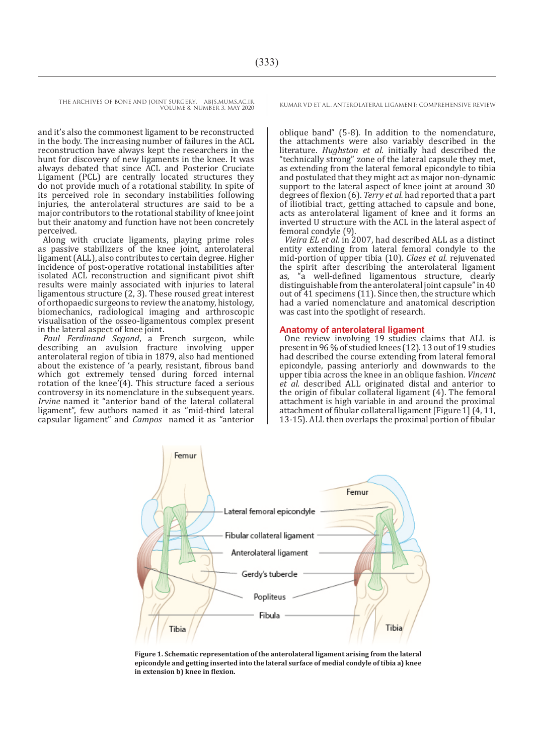and it's also the commonest ligament to be reconstructed in the body. The increasing number of failures in the ACL reconstruction have always kept the researchers in the hunt for discovery of new ligaments in the knee. It was always debated that since ACL and Posterior Cruciate Ligament (PCL) are centrally located structures they do not provide much of a rotational stability. In spite of its perceived role in secondary instabilities following injuries, the anterolateral structures are said to be a major contributors to the rotational stability of knee joint but their anatomy and function have not been concretely perceived.

Along with cruciate ligaments, playing prime roles as passive stabilizers of the knee joint, anterolateral ligament (ALL), also contributes to certain degree. Higher incidence of post-operative rotational instabilities after isolated ACL reconstruction and significant pivot shift results were mainly associated with injuries to lateral ligamentous structure (2, 3). These roused great interest of orthopaedic surgeons to review the anatomy, histology, biomechanics, radiological imaging and arthroscopic visualisation of the osseo-ligamentous complex present in the lateral aspect of knee joint.

*Paul Ferdinand Segond*, a French surgeon, while describing an avulsion fracture involving upper anterolateral region of tibia in 1879, also had mentioned about the existence of 'a pearly, resistant, fibrous band which got extremely tensed during forced internal rotation of the knee'(4). This structure faced a serious controversy in its nomenclature in the subsequent years. *Irvine* named it "anterior band of the lateral collateral ligament", few authors named it as "mid-third lateral capsular ligament" and *Campos* named it as "anterior oblique band" (5-8). In addition to the nomenclature, the attachments were also variably described in the literature. *Hughston et al.* initially had described the "technically strong" zone of the lateral capsule they met, as extending from the lateral femoral epicondyle to tibia and postulated that they might act as major non-dynamic support to the lateral aspect of knee joint at around 30 degrees of flexion (6). *Terry et al.* had reported that a part of iliotibial tract, getting attached to capsule and bone, acts as anterolateral ligament of knee and it forms an inverted U structure with the ACL in the lateral aspect of femoral condyle (9).

*Vieira EL et al.* in 2007, had described ALL as a distinct entity extending from lateral femoral condyle to the mid-portion of upper tibia (10). *Claes et al.* rejuvenated the spirit after describing the anterolateral ligament as, "a well-defined ligamentous structure, clearly distinguishable from the anterolateral joint capsule" in 40 out of 41 specimens (11). Since then, the structure which had a varied nomenclature and anatomical description was cast into the spotlight of research.

## Anatomy of anterolateral ligament

One review involving 19 studies claims that ALL is present in 96 % of studied knees (12). 13 out of 19 studies had described the course extending from lateral femoral epicondyle, passing anteriorly and downwards to the upper tibia across the knee in an oblique fashion. *Vincent et al.* described ALL originated distal and anterior to the origin of fibular collateral ligament (4). The femoral attachment is high variable in and around the proximal attachment of fibular collateral ligament [Figure 1] (4, 11, 13-15). ALL then overlaps the proximal portion of fibular

**Figure 1. Schematic representation of the anterolateral ligament arising from the lateral epicondyle and getting inserted into the lateral surface of medial condyle of tibia a) knee in extension b) knee in flexion.**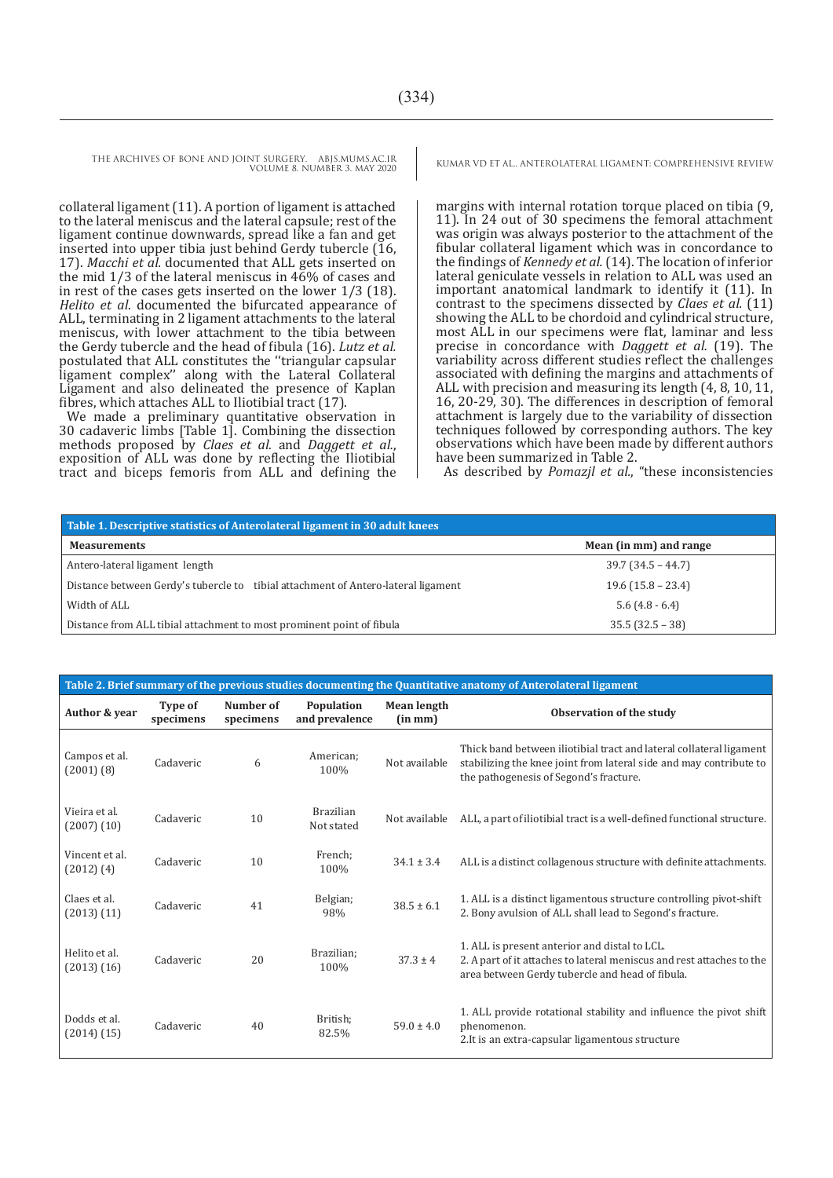collateral ligament (11). A portion of ligament is attached to the lateral meniscus and the lateral capsule; rest of the ligament continue downwards, spread like a fan and get inserted into upper tibia just behind Gerdy tubercle (16, 17). *Macchi et al.* documented that ALL gets inserted on the mid 1/3 of the lateral meniscus in 46% of cases and in rest of the cases gets inserted on the lower 1/3 (18). *Helito et al.* documented the bifurcated appearance of ALL, terminating in 2 ligament attachments to the lateral meniscus, with lower attachment to the tibia between the Gerdy tubercle and the head of fibula (16). *Lutz et al.* postulated that ALL constitutes the ''triangular capsular ligament complex'' along with the Lateral Collateral Ligament and also delineated the presence of Kaplan fibres, which attaches ALL to Iliotibial tract (17).

We made a preliminary quantitative observation in 30 cadaveric limbs [Table 1]. Combining the dissection methods proposed by *Claes et al.* and *Daggett et al.*, exposition of ALL was done by reflecting the Iliotibial tract and biceps femoris from ALL and defining the margins with internal rotation torque placed on tibia (9, 11). In 24 out of 30 specimens the femoral attachment was origin was always posterior to the attachment of the fibular collateral ligament which was in concordance to the findings of *Kennedy et al.* (14). The location of inferior lateral geniculate vessels in relation to ALL was used an important anatomical landmark to identify it (11). In contrast to the specimens dissected by *Claes et al.* (11) showing the ALL to be chordoid and cylindrical structure, most ALL in our specimens were flat, laminar and less precise in concordance with *Daggett et al.* (19). The variability across different studies reflect the challenges associated with defining the margins and attachments of ALL with precision and measuring its length (4, 8, 10, 11, 16, 20-29, 30). The differences in description of femoral attachment is largely due to the variability of dissection techniques followed by corresponding authors. The key observations which have been made by different authors have been summarized in Table 2.

As described by *Pomazjl et al.*, "these inconsistencies

**Table 1. Descriptive statistics of Anterolateral ligament in 30 adult knees**

| Measurements | Mean (in mm) and range |
|---|---|
| Antero-lateral ligament length | 39.7 (34.5 – 44.7) |
| Distance between Gerdy's tubercle to tibial attachment of Antero-lateral ligament | 19.6 (15.8 – 23.4) |
| Width of ALL | 5.6 (4.8 - 6.4) |
| Distance from ALL tibial attachment to most prominent point of fibula | 35.5 (32.5 – 38) |

**Table 2. Brief summary of the previous studies documenting the Quantitative anatomy of Anterolateral ligament**

| Author & year | Type of specimens | Number of specimens | Population and prevalence | Mean length (in mm) | Observation of the study |
|---|---|---|---|---|---|
| Campos et al. (2001) (8) | Cadaveric | 6 | American; 100% | Not available | Thick band between iliotibial tract and lateral collateral ligament stabilizing the knee joint from lateral side and may contribute to the pathogenesis of Segond's fracture. |
| Vieira et al. (2007) (10) | Cadaveric | 10 | Brazilian Not stated | Not available | ALL, a part of iliotibial tract is a well-defined functional structure. |
| Vincent et al. (2012) (4) | Cadaveric | 10 | French; 100% | 34.1 ± 3.4 | ALL is a distinct collagenous structure with definite attachments. |
| Claes et al. (2013) (11) | Cadaveric | 41 | Belgian; 98% | 38.5 ± 6.1 | 1. ALL is a distinct ligamentous structure controlling pivot-shift 2. Bony avulsion of ALL shall lead to Segond's fracture. |
| Helito et al. (2013) (16) | Cadaveric | 20 | Brazilian; 100% | 37.3 ± 4 | 1. ALL is present anterior and distal to LCL. 2. A part of it attaches to lateral meniscus and rest attaches to the area between Gerdy tubercle and head of fibula. |
| Dodds et al. (2014) (15) | Cadaveric | 40 | British; 82.5% | 59.0 ± 4.0 | 1. ALL provide rotational stability and influence the pivot shift phenomenon. 2.It is an extra-capsular ligamentous structure |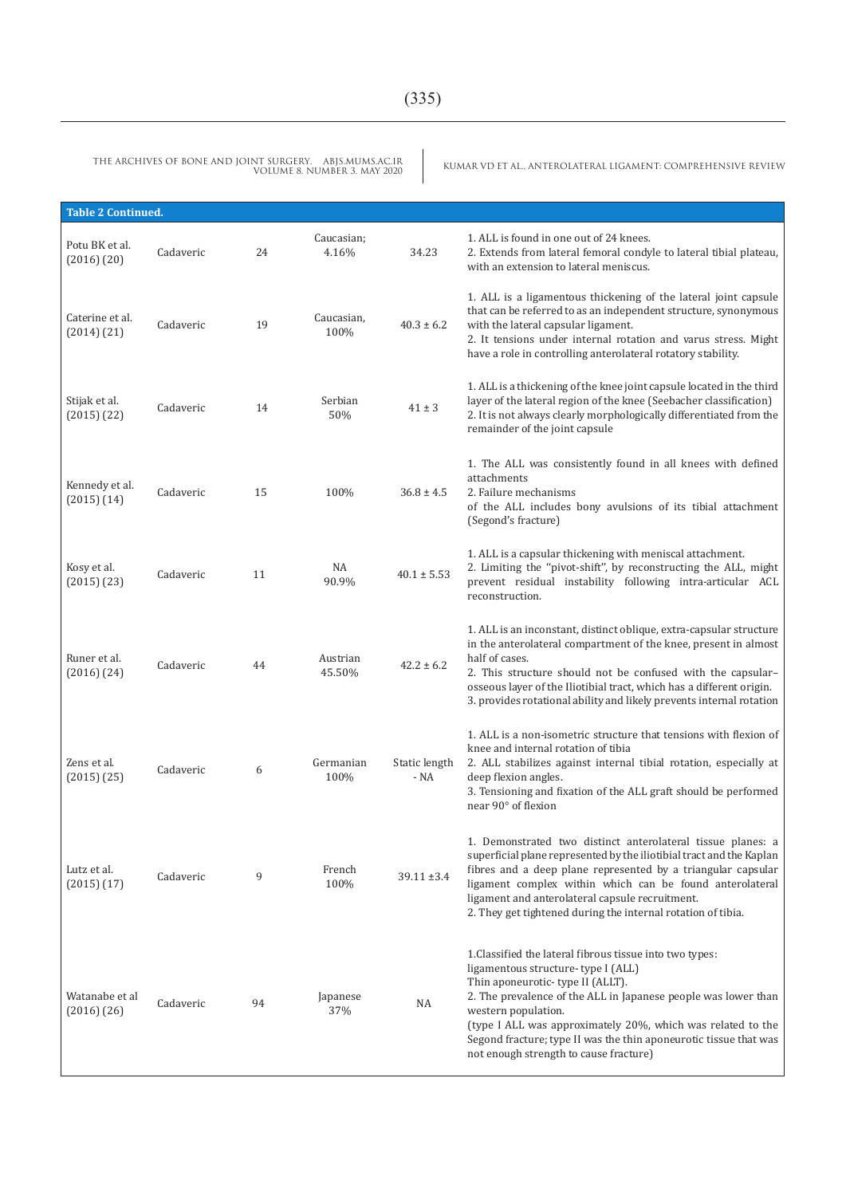**Table 2 Continued.**

| | | | | | |
|---|---|---|---|---|---|
| Potu BK et al. (2016) (20) | Cadaveric | 24 | Caucasian; 4.16% | 34.23 | 1. ALL is found in one out of 24 knees.<br>2. Extends from lateral femoral condyle to lateral tibial plateau, with an extension to lateral meniscus. |
| Caterine et al. (2014) (21) | Cadaveric | 19 | Caucasian, 100% | 40.3 ± 6.2 | 1. ALL is a ligamentous thickening of the lateral joint capsule that can be referred to as an independent structure, synonymous with the lateral capsular ligament.<br>2. It tensions under internal rotation and varus stress. Might have a role in controlling anterolateral rotatory stability. |
| Stijak et al. (2015) (22) | Cadaveric | 14 | Serbian 50% | 41 ± 3 | 1. ALL is a thickening of the knee joint capsule located in the third layer of the lateral region of the knee (Seebacher classification)<br>2. It is not always clearly morphologically differentiated from the remainder of the joint capsule |
| Kennedy et al. (2015) (14) | Cadaveric | 15 | 100% | 36.8 ± 4.5 | 1. The ALL was consistently found in all knees with defined attachments<br>2. Failure mechanisms of the ALL includes bony avulsions of its tibial attachment (Segond's fracture) |
| Kosy et al. (2015) (23) | Cadaveric | 11 | NA 90.9% | 40.1 ± 5.53 | 1. ALL is a capsular thickening with meniscal attachment.<br>2. Limiting the "pivot-shift", by reconstructing the ALL, might prevent residual instability following intra-articular ACL reconstruction. |
| Runer et al. (2016) (24) | Cadaveric | 44 | Austrian 45.50% | 42.2 ± 6.2 | 1. ALL is an inconstant, distinct oblique, extra-capsular structure in the anterolateral compartment of the knee, present in almost half of cases.<br>2. This structure should not be confused with the capsular–osseous layer of the Iliotibial tract, which has a different origin.<br>3. provides rotational ability and likely prevents internal rotation |
| Zens et al. (2015) (25) | Cadaveric | 6 | Germanian 100% | Static length - NA | 1. ALL is a non-isometric structure that tensions with flexion of knee and internal rotation of tibia<br>2. ALL stabilizes against internal tibial rotation, especially at deep flexion angles.<br>3. Tensioning and fixation of the ALL graft should be performed near 90° of flexion |
| Lutz et al. (2015) (17) | Cadaveric | 9 | French 100% | 39.11 ±3.4 | 1. Demonstrated two distinct anterolateral tissue planes: a superficial plane represented by the iliotibial tract and the Kaplan fibres and a deep plane represented by a triangular capsular ligament complex within which can be found anterolateral ligament and anterolateral capsule recruitment.<br>2. They get tightened during the internal rotation of tibia. |
| Watanabe et al (2016) (26) | Cadaveric | 94 | Japanese 37% | NA | 1.Classified the lateral fibrous tissue into two types: ligamentous structure- type I (ALL)<br>Thin aponeurotic- type II (ALLT).<br>2. The prevalence of the ALL in Japanese people was lower than western population.<br>(type I ALL was approximately 20%, which was related to the Segond fracture; type II was the thin aponeurotic tissue that was not enough strength to cause fracture) |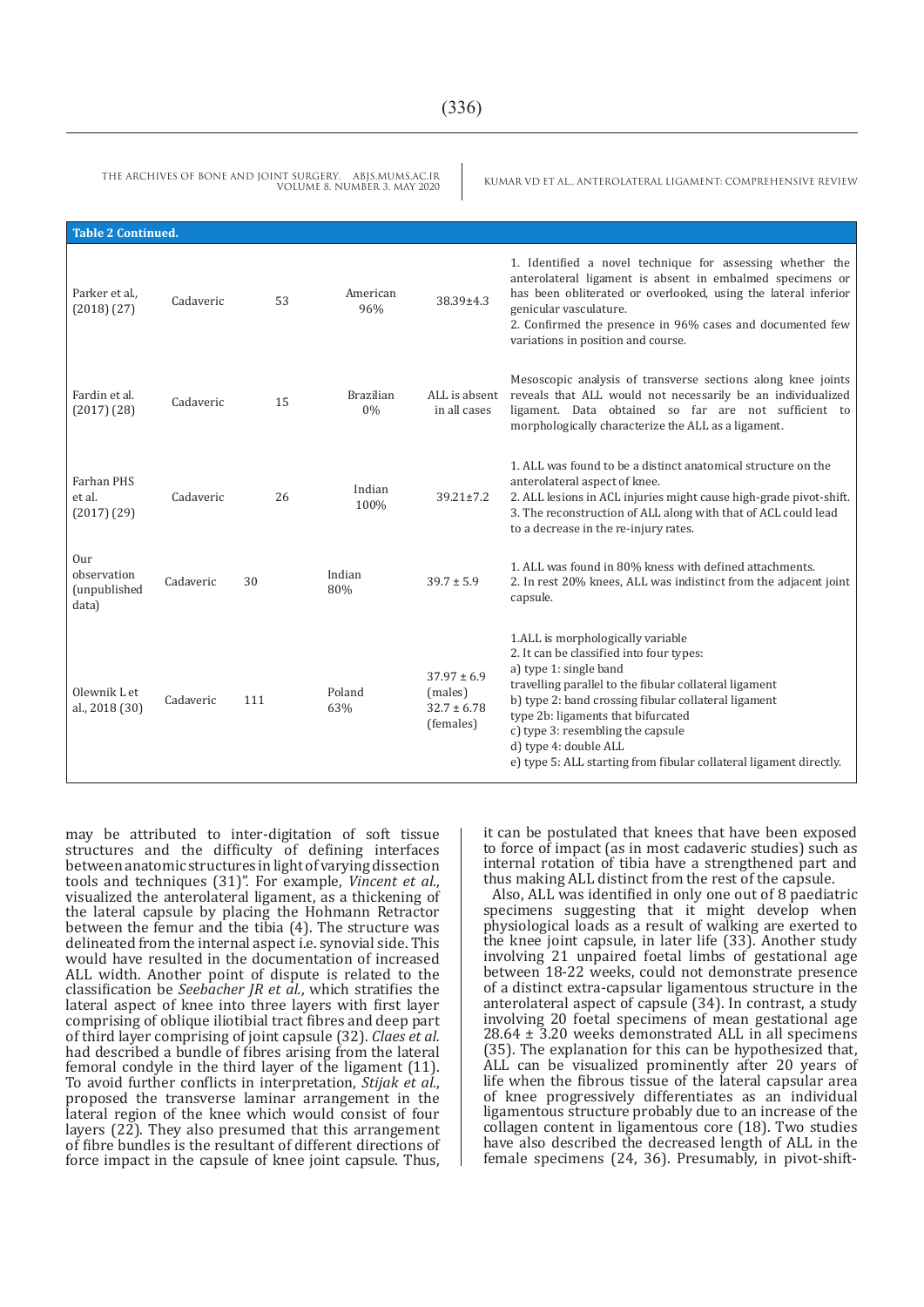**Table 2 Continued.**

| | | | | | |
|---|---|---|---|---|---|
| Parker et al., (2018) (27) | Cadaveric | 53 | American 96% | 38.39±4.3 | 1. Identified a novel technique for assessing whether the anterolateral ligament is absent in embalmed specimens or has been obliterated or overlooked, using the lateral inferior genicular vasculature. 2. Confirmed the presence in 96% cases and documented few variations in position and course. |
| Fardin et al. (2017) (28) | Cadaveric | 15 | Brazilian 0% | ALL is absent in all cases | Mesoscopic analysis of transverse sections along knee joints reveals that ALL would not necessarily be an individualized ligament. Data obtained so far are not sufficient to morphologically characterize the ALL as a ligament. |
| Farhan PHS et al. (2017) (29) | Cadaveric | 26 | Indian 100% | 39.21±7.2 | 1. ALL was found to be a distinct anatomical structure on the anterolateral aspect of knee. 2. ALL lesions in ACL injuries might cause high-grade pivot-shift. 3. The reconstruction of ALL along with that of ACL could lead to a decrease in the re-injury rates. |
| Our observation (unpublished data) | Cadaveric | 30 | Indian 80% | 39.7 ± 5.9 | 1. ALL was found in 80% kness with defined attachments. 2. In rest 20% knees, ALL was indistinct from the adjacent joint capsule. |
| Olewnik L et al., 2018 (30) | Cadaveric | 111 | Poland 63% | 37.97 ± 6.9 (males) 32.7 ± 6.78 (females) | 1.ALL is morphologically variable 2. It can be classified into four types: a) type 1: single band travelling parallel to the fibular collateral ligament b) type 2: band crossing fibular collateral ligament type 2b: ligaments that bifurcated c) type 3: resembling the capsule d) type 4: double ALL e) type 5: ALL starting from fibular collateral ligament directly. |

may be attributed to inter-digitation of soft tissue structures and the difficulty of defining interfaces between anatomic structures in light of varying dissection tools and techniques (31)". For example, *Vincent et al.*, visualized the anterolateral ligament, as a thickening of the lateral capsule by placing the Hohmann Retractor between the femur and the tibia (4). The structure was delineated from the internal aspect i.e. synovial side. This would have resulted in the documentation of increased ALL width. Another point of dispute is related to the classification be *Seebacher JR et al.*, which stratifies the lateral aspect of knee into three layers with first layer comprising of oblique iliotibial tract fibres and deep part of third layer comprising of joint capsule (32). *Claes et al.* had described a bundle of fibres arising from the lateral femoral condyle in the third layer of the ligament (11). To avoid further conflicts in interpretation, *Stijak et al.*, proposed the transverse laminar arrangement in the lateral region of the knee which would consist of four layers (22). They also presumed that this arrangement of fibre bundles is the resultant of different directions of force impact in the capsule of knee joint capsule. Thus, it can be postulated that knees that have been exposed to force of impact (as in most cadaveric studies) such as internal rotation of tibia have a strengthened part and thus making ALL distinct from the rest of the capsule.

Also, ALL was identified in only one out of 8 paediatric specimens suggesting that it might develop when physiological loads as a result of walking are exerted to the knee joint capsule, in later life (33). Another study involving 21 unpaired foetal limbs of gestational age between 18-22 weeks, could not demonstrate presence of a distinct extra-capsular ligamentous structure in the anterolateral aspect of capsule (34). In contrast, a study involving 20 foetal specimens of mean gestational age 28.64 ± 3.20 weeks demonstrated ALL in all specimens (35). The explanation for this can be hypothesized that, ALL can be visualized prominently after 20 years of life when the fibrous tissue of the lateral capsular area of knee progressively differentiates as an individual ligamentous structure probably due to an increase of the collagen content in ligamentous core (18). Two studies have also described the decreased length of ALL in the female specimens (24, 36). Presumably, in pivot-shift-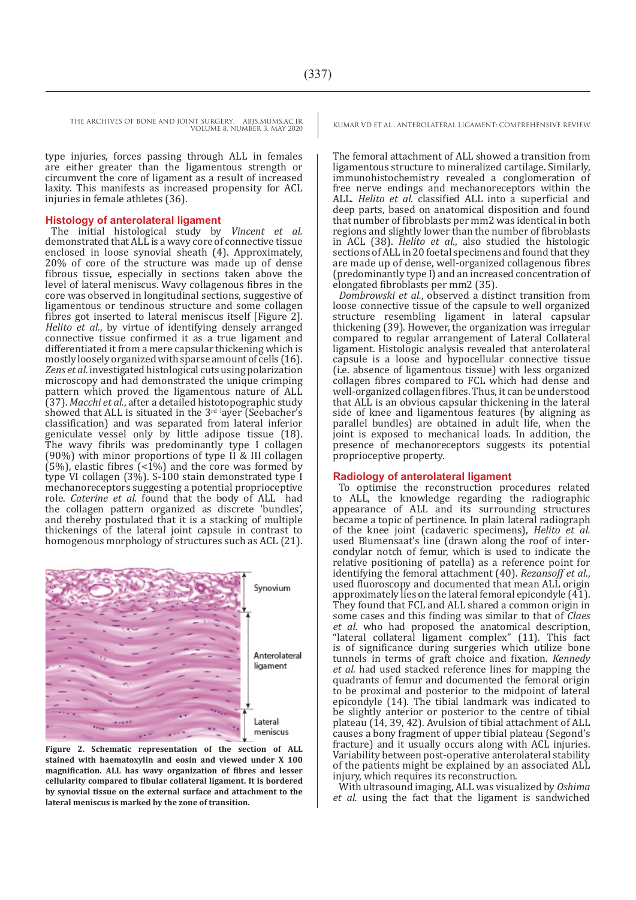type injuries, forces passing through ALL in females are either greater than the ligamentous strength or circumvent the core of ligament as a result of increased laxity. This manifests as increased propensity for ACL injuries in female athletes (36).

## Histology of anterolateral ligament

The initial histological study by *Vincent et al.* demonstrated that ALL is a wavy core of connective tissue enclosed in loose synovial sheath (4). Approximately, 20% of core of the structure was made up of dense fibrous tissue, especially in sections taken above the level of lateral meniscus. Wavy collagenous fibres in the core was observed in longitudinal sections, suggestive of ligamentous or tendinous structure and some collagen fibres got inserted to lateral meniscus itself [Figure 2]. *Helito et al.*, by virtue of identifying densely arranged connective tissue confirmed it as a true ligament and differentiated it from a mere capsular thickening which is mostly loosely organized with sparse amount of cells (16). *Zens et al.* investigated histological cuts using polarization microscopy and had demonstrated the unique crimping pattern which proved the ligamentous nature of ALL (37). *Macchi et al.*, after a detailed histotopographic study showed that ALL is situated in the 3rd layer (Seebacher's classification) and was separated from lateral inferior geniculate vessel only by little adipose tissue (18). The wavy fibrils was predominantly type I collagen (90%) with minor proportions of type II & III collagen (5%), elastic fibres (<1%) and the core was formed by type VI collagen (3%). S-100 stain demonstrated type I mechanoreceptors suggesting a potential proprioceptive role. *Caterine et al.* found that the body of ALL had the collagen pattern organized as discrete 'bundles', and thereby postulated that it is a stacking of multiple thickenings of the lateral joint capsule in contrast to homogenous morphology of structures such as ACL (21).

**Figure 2. Schematic representation of the section of ALL stained with haematoxylin and eosin and viewed under X 100 magnification. ALL has wavy organization of fibres and lesser cellularity compared to fibular collateral ligament. It is bordered by synovial tissue on the external surface and attachment to the lateral meniscus is marked by the zone of transition.**

The femoral attachment of ALL showed a transition from ligamentous structure to mineralized cartilage. Similarly, immunohistochemistry revealed a conglomeration of free nerve endings and mechanoreceptors within the ALL. *Helito et al.* classified ALL into a superficial and deep parts, based on anatomical disposition and found that number of fibroblasts per mm2 was identical in both regions and slightly lower than the number of fibroblasts in ACL (38). *Helito et al.*, also studied the histologic sections of ALL in 20 foetal specimens and found that they are made up of dense, well-organized collagenous fibres (predominantly type I) and an increased concentration of elongated fibroblasts per mm2 (35).

*Dombrowski et al.*, observed a distinct transition from loose connective tissue of the capsule to well organized structure resembling ligament in lateral capsular thickening (39). However, the organization was irregular compared to regular arrangement of Lateral Collateral ligament. Histologic analysis revealed that anterolateral capsule is a loose and hypocellular connective tissue (i.e. absence of ligamentous tissue) with less organized collagen fibres compared to FCL which had dense and well-organized collagen fibres. Thus, it can be understood that ALL is an obvious capsular thickening in the lateral side of knee and ligamentous features (by aligning as parallel bundles) are obtained in adult life, when the joint is exposed to mechanical loads. In addition, the presence of mechanoreceptors suggests its potential proprioceptive property.

## Radiology of anterolateral ligament

To optimise the reconstruction procedures related to ALL, the knowledge regarding the radiographic appearance of ALL and its surrounding structures became a topic of pertinence. In plain lateral radiograph of the knee joint (cadaveric specimens), *Helito et al.* used Blumensaat's line (drawn along the roof of intercondylar notch of femur, which is used to indicate the relative positioning of patella) as a reference point for identifying the femoral attachment (40). *Rezansoff et al.*, used fluoroscopy and documented that mean ALL origin approximately lies on the lateral femoral epicondyle (41). They found that FCL and ALL shared a common origin in some cases and this finding was similar to that of *Claes et al.* who had proposed the anatomical description, "lateral collateral ligament complex" (11). This fact is of significance during surgeries which utilize bone tunnels in terms of graft choice and fixation. *Kennedy et al.* had used stacked reference lines for mapping the quadrants of femur and documented the femoral origin to be proximal and posterior to the midpoint of lateral epicondyle (14). The tibial landmark was indicated to be slightly anterior or posterior to the centre of tibial plateau (14, 39, 42). Avulsion of tibial attachment of ALL causes a bony fragment of upper tibial plateau (Segond's fracture) and it usually occurs along with ACL injuries. Variability between post-operative anterolateral stability of the patients might be explained by an associated ALL injury, which requires its reconstruction.

With ultrasound imaging, ALL was visualized by *Oshima et al.* using the fact that the ligament is sandwiched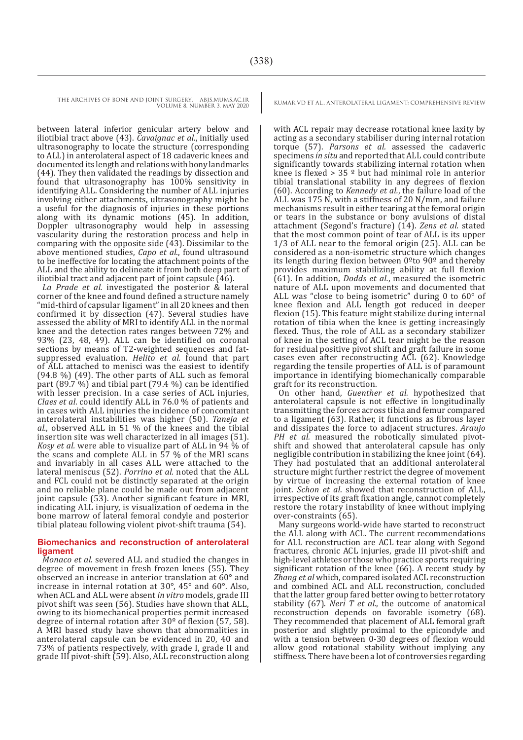between lateral inferior genicular artery below and iliotibial tract above (43). *Cavaignac et al*., initially used ultrasonography to locate the structure (corresponding to ALL) in anterolateral aspect of 18 cadaveric knees and documented its length and relations with bony landmarks (44). They then validated the readings by dissection and found that ultrasonography has 100% sensitivity in identifying ALL. Considering the number of ALL injuries involving either attachments, ultrasonography might be a useful for the diagnosis of injuries in these portions along with its dynamic motions (45). In addition, Doppler ultrasonography would help in assessing vascularity during the restoration process and help in comparing with the opposite side (43). Dissimilar to the above mentioned studies, *Capo et al*., found ultrasound to be ineffective for locating the attachment points of the ALL and the ability to delineate it from both deep part of iliotibial tract and adjacent part of joint capsule (46).

*La Prade et al.* investigated the posterior & lateral corner of the knee and found defined a structure namely "mid-third of capsular ligament" in all 20 knees and then confirmed it by dissection (47). Several studies have assessed the ability of MRI to identify ALL in the normal knee and the detection rates ranges between 72% and 93% (23, 48, 49). ALL can be identified on coronal sections by means of T2-weighted sequences and fat-suppressed evaluation. *Helito et al.* found that part of ALL attached to menisci was the easiest to identify (94.8 %) (49). The other parts of ALL such as femoral part (89.7 %) and tibial part (79.4 %) can be identified with lesser precision. In a case series of ACL injuries, *Claes et al*. could identify ALL in 76.0 % of patients and in cases with ALL injuries the incidence of concomitant anterolateral instabilities was higher (50). *Taneja et al*., observed ALL in 51 % of the knees and the tibial insertion site was well characterized in all images (51). *Kosy et al.* were able to visualize part of ALL in 94 % of the scans and complete ALL in 57 % of the MRI scans and invariably in all cases ALL were attached to the lateral meniscus (52). *Porrino et al.* noted that the ALL and FCL could not be distinctly separated at the origin and no reliable plane could be made out from adjacent joint capsule (53). Another significant feature in MRI, indicating ALL injury, is visualization of oedema in the bone marrow of lateral femoral condyle and posterior tibial plateau following violent pivot-shift trauma (54).

## Biomechanics and reconstruction of anterolateral ligament

*Monaco et al.* severed ALL and studied the changes in degree of movement in fresh frozen knees (55). They observed an increase in anterior translation at 60° and increase in internal rotation at 30°, 45° and 60°. Also, when ACL and ALL were absent *in vitro* models, grade III pivot shift was seen (56). Studies have shown that ALL, owing to its biomechanical properties permit increased degree of internal rotation after 30º of flexion (57, 58). A MRI based study have shown that abnormalities in anterolateral capsule can be evidenced in 20, 40 and 73% of patients respectively, with grade I, grade II and grade III pivot-shift (59). Also, ALL reconstruction along with ACL repair may decrease rotational knee laxity by acting as a secondary stabiliser during internal rotation torque (57). *Parsons et al.* assessed the cadaveric specimens *in situ* and reported that ALL could contribute significantly towards stabilizing internal rotation when knee is flexed > 35 º but had minimal role in anterior tibial translational stability in any degrees of flexion (60). According to *Kennedy et al.*, the failure load of the ALL was 175 N, with a stiffness of 20 N/mm, and failure mechanisms result in either tearing at the femoral origin or tears in the substance or bony avulsions of distal attachment (Segond's fracture) (14). *Zens et al.* stated that the most common point of tear of ALL is its upper 1/3 of ALL near to the femoral origin (25). ALL can be considered as a non-isometric structure which changes its length during flexion between 0ºto 90º and thereby provides maximum stabilizing ability at full flexion (61). In addition, *Dodds et al.*, measured the isometric nature of ALL upon movements and documented that ALL was "close to being isometric" during 0 to 60° of knee flexion and ALL length got reduced in deeper flexion (15). This feature might stabilize during internal rotation of tibia when the knee is getting increasingly flexed. Thus, the role of ALL as a secondary stabilizer of knee in the setting of ACL tear might be the reason for residual positive pivot shift and graft failure in some cases even after reconstructing ACL (62). Knowledge regarding the tensile properties of ALL is of paramount importance in identifying biomechanically comparable graft for its reconstruction.

On other hand, *Guenther et al*. hypothesized that anterolateral capsule is not effective in longitudinally transmitting the forces across tibia and femur compared to a ligament (63). Rather, it functions as fibrous layer and dissipates the force to adjacent structures. *Araujo PH et al.* measured the robotically simulated pivot-shift and showed that anterolateral capsule has only negligible contribution in stabilizing the knee joint (64). They had postulated that an additional anterolateral structure might further restrict the degree of movement by virtue of increasing the external rotation of knee joint. *Schon et al*. showed that reconstruction of ALL, irrespective of its graft fixation angle, cannot completely restore the rotary instability of knee without implying over-constraints (65).

Many surgeons world-wide have started to reconstruct the ALL along with ACL. The current recommendations for ALL reconstruction are ACL tear along with Segond fractures, chronic ACL injuries, grade III pivot-shift and high-level athletes or those who practice sports requiring significant rotation of the knee (66). A recent study by *Zhang et al* which, compared isolated ACL reconstruction and combined ACL and ALL reconstruction, concluded that the latter group fared better owing to better rotatory stability (67). *Neri T et al*., the outcome of anatomical reconstruction depends on favorable isometry (68). They recommended that placement of ALL femoral graft posterior and slightly proximal to the epicondyle and with a tension between 0-30 degrees of flexion would allow good rotational stability without implying any stiffness. There have been a lot of controversies regarding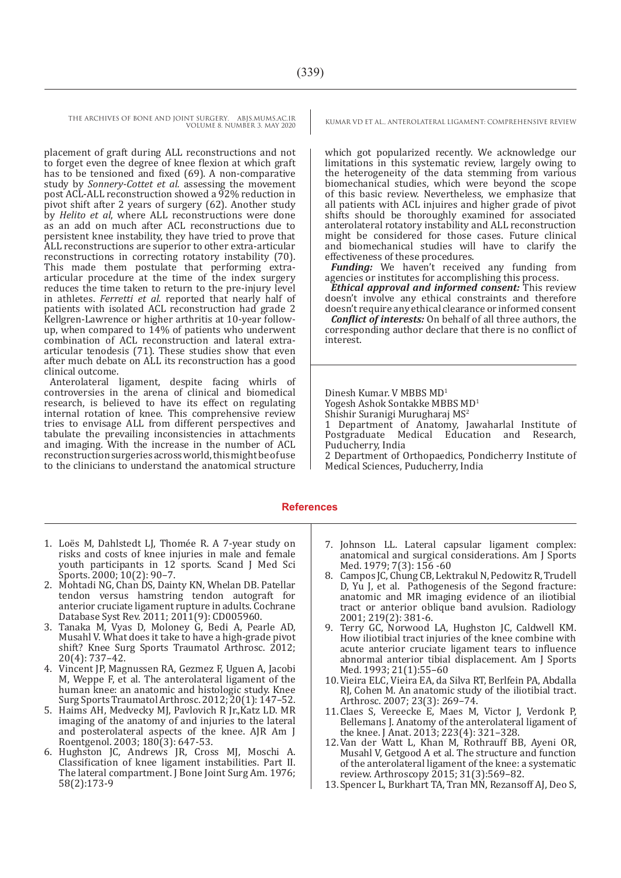placement of graft during ALL reconstructions and not to forget even the degree of knee flexion at which graft has to be tensioned and fixed (69). A non-comparative study by *Sonnery-Cottet et al.* assessing the movement post ACL-ALL reconstruction showed a 92% reduction in pivot shift after 2 years of surgery (62). Another study by *Helito et al*, where ALL reconstructions were done as an add on much after ACL reconstructions due to persistent knee instability, they have tried to prove that ALL reconstructions are superior to other extra-articular reconstructions in correcting rotatory instability (70). This made them postulate that performing extra-articular procedure at the time of the index surgery reduces the time taken to return to the pre-injury level in athletes. *Ferretti et al.* reported that nearly half of patients with isolated ACL reconstruction had grade 2 Kellgren-Lawrence or higher arthritis at 10-year follow-up, when compared to 14% of patients who underwent combination of ACL reconstruction and lateral extra-articular tenodesis (71). These studies show that even after much debate on ALL its reconstruction has a good clinical outcome.

Anterolateral ligament, despite facing whirls of controversies in the arena of clinical and biomedical research, is believed to have its effect on regulating internal rotation of knee. This comprehensive review tries to envisage ALL from different perspectives and tabulate the prevailing inconsistencies in attachments and imaging. With the increase in the number of ACL reconstruction surgeries across world, this might be of use to the clinicians to understand the anatomical structure which got popularized recently. We acknowledge our limitations in this systematic review, largely owing to the heterogeneity of the data stemming from various biomechanical studies, which were beyond the scope of this basic review. Nevertheless, we emphasize that all patients with ACL injuires and higher grade of pivot shifts should be thoroughly examined for associated anterolateral rotatory instability and ALL reconstruction might be considered for those cases. Future clinical and biomechanical studies will have to clarify the effectiveness of these procedures.

***Funding:*** We haven't received any funding from agencies or institutes for accomplishing this process.

***Ethical approval and informed consent:*** This review doesn't involve any ethical constraints and therefore doesn't require any ethical clearance or informed consent

***Conflict of interests:*** On behalf of all three authors, the corresponding author declare that there is no conflict of interest.

Dinesh Kumar. V MBBS MD[1]
Yogesh Ashok Sontakke MBBS MD[1]
Shishir Suranigi Murugharaj MS[2]
1 Department of Anatomy, Jawaharlal Institute of Postgraduate Medical Education and Research, Puducherry, India
2 Department of Orthopaedics, Pondicherry Institute of Medical Sciences, Puducherry, India

## References

1. Loës M, Dahlstedt LJ, Thomée R. A 7-year study on risks and costs of knee injuries in male and female youth participants in 12 sports. Scand J Med Sci Sports. 2000; 10(2): 90–7.
2. Mohtadi NG, Chan DS, Dainty KN, Whelan DB. Patellar tendon versus hamstring tendon autograft for anterior cruciate ligament rupture in adults. Cochrane Database Syst Rev. 2011; 2011(9): CD005960.
3. Tanaka M, Vyas D, Moloney G, Bedi A, Pearle AD, Musahl V. What does it take to have a high-grade pivot shift? Knee Surg Sports Traumatol Arthrosc. 2012; 20(4): 737–42.
4. Vincent JP, Magnussen RA, Gezmez F, Uguen A, Jacobi M, Weppe F, et al. The anterolateral ligament of the human knee: an anatomic and histologic study. Knee Surg Sports Traumatol Arthrosc. 2012; 20(1): 147–52.
5. Haims AH, Medvecky MJ, Pavlovich R Jr.,Katz LD. MR imaging of the anatomy of and injuries to the lateral and posterolateral aspects of the knee. AJR Am J Roentgenol. 2003; 180(3): 647-53.
6. Hughston JC, Andrews JR, Cross MJ, Moschi A. Classification of knee ligament instabilities. Part II. The lateral compartment. J Bone Joint Surg Am. 1976; 58(2):173-9
7. Johnson LL. Lateral capsular ligament complex: anatomical and surgical considerations. Am J Sports Med. 1979; 7(3): 156 -60
8. Campos JC, Chung CB, Lektrakul N, Pedowitz R, Trudell D, Yu J, et al. Pathogenesis of the Segond fracture: anatomic and MR imaging evidence of an iliotibial tract or anterior oblique band avulsion. Radiology 2001; 219(2): 381-6.
9. Terry GC, Norwood LA, Hughston JC, Caldwell KM. How iliotibial tract injuries of the knee combine with acute anterior cruciate ligament tears to influence abnormal anterior tibial displacement. Am J Sports Med. 1993; 21(1):55–60
10. Vieira ELC, Vieira EA, da Silva RT, Berlfein PA, Abdalla RJ, Cohen M. An anatomic study of the iliotibial tract. Arthrosc. 2007; 23(3): 269–74.
11. Claes S, Vereecke E, Maes M, Victor J, Verdonk P, Bellemans J. Anatomy of the anterolateral ligament of the knee. J Anat. 2013; 223(4): 321–328.
12. Van der Watt L, Khan M, Rothrauff BB, Ayeni OR, Musahl V, Getgood A et al. The structure and function of the anterolateral ligament of the knee: a systematic review. Arthroscopy 2015; 31(3):569–82.
13. Spencer L, Burkhart TA, Tran MN, Rezansoff AJ, Deo S,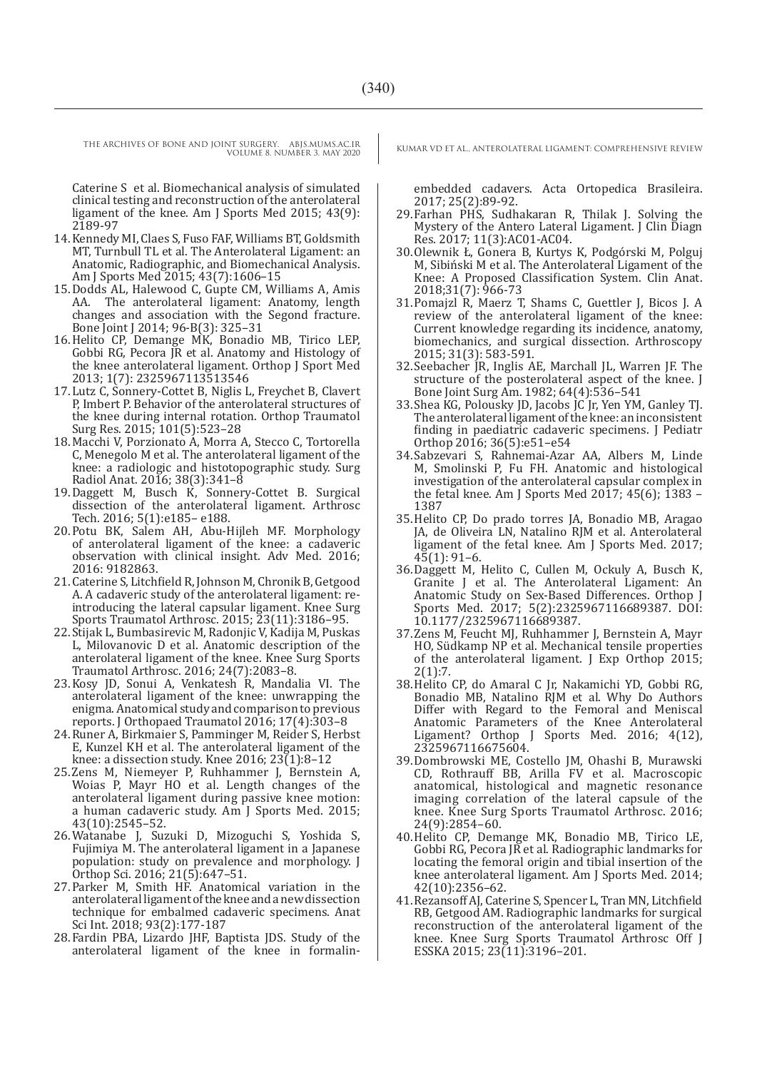Caterine S et al. Biomechanical analysis of simulated clinical testing and reconstruction of the anterolateral ligament of the knee. Am J Sports Med 2015; 43(9): 2189-97

14. Kennedy MI, Claes S, Fuso FAF, Williams BT, Goldsmith MT, Turnbull TL et al. The Anterolateral Ligament: an Anatomic, Radiographic, and Biomechanical Analysis. Am J Sports Med 2015; 43(7):1606–15
15. Dodds AL, Halewood C, Gupte CM, Williams A, Amis AA. The anterolateral ligament: Anatomy, length changes and association with the Segond fracture. Bone Joint J 2014; 96-B(3): 325–31
16. Helito CP, Demange MK, Bonadio MB, Tirico LEP, Gobbi RG, Pecora JR et al. Anatomy and Histology of the knee anterolateral ligament. Orthop J Sport Med 2013; 1(7): 2325967113513546
17. Lutz C, Sonnery-Cottet B, Niglis L, Freychet B, Clavert P, Imbert P. Behavior of the anterolateral structures of the knee during internal rotation. Orthop Traumatol Surg Res. 2015; 101(5):523–28
18. Macchi V, Porzionato A, Morra A, Stecco C, Tortorella C, Menegolo M et al. The anterolateral ligament of the knee: a radiologic and histotopographic study. Surg Radiol Anat. 2016; 38(3):341–8
19. Daggett M, Busch K, Sonnery-Cottet B. Surgical dissection of the anterolateral ligament. Arthrosc Tech. 2016; 5(1):e185– e188.
20. Potu BK, Salem AH, Abu-Hijleh MF. Morphology of anterolateral ligament of the knee: a cadaveric observation with clinical insight. Adv Med. 2016; 2016: 9182863.
21. Caterine S, Litchfield R, Johnson M, Chronik B, Getgood A. A cadaveric study of the anterolateral ligament: re-introducing the lateral capsular ligament. Knee Surg Sports Traumatol Arthrosc. 2015; 23(11):3186–95.
22. Stijak L, Bumbasirevic M, Radonjic V, Kadija M, Puskas L, Milovanovic D et al. Anatomic description of the anterolateral ligament of the knee. Knee Surg Sports Traumatol Arthrosc. 2016; 24(7):2083–8.
23. Kosy JD, Sonui A, Venkatesh R, Mandalia VI. The anterolateral ligament of the knee: unwrapping the enigma. Anatomical study and comparison to previous reports. J Orthopaed Traumatol 2016; 17(4):303–8
24. Runer A, Birkmaier S, Pamminger M, Reider S, Herbst E, Kunzel KH et al. The anterolateral ligament of the knee: a dissection study. Knee 2016; 23(1):8–12
25. Zens M, Niemeyer P, Ruhhammer J, Bernstein A, Woias P, Mayr HO et al. Length changes of the anterolateral ligament during passive knee motion: a human cadaveric study. Am J Sports Med. 2015; 43(10):2545–52.
26. Watanabe J, Suzuki D, Mizoguchi S, Yoshida S, Fujimiya M. The anterolateral ligament in a Japanese population: study on prevalence and morphology. J Orthop Sci. 2016; 21(5):647–51.
27. Parker M, Smith HF. Anatomical variation in the anterolateral ligament of the knee and a new dissection technique for embalmed cadaveric specimens. Anat Sci Int. 2018; 93(2):177-187
28. Fardin PBA, Lizardo JHF, Baptista JDS. Study of the anterolateral ligament of the knee in formalin-embedded cadavers. Acta Ortopedica Brasileira. 2017; 25(2):89-92.
29. Farhan PHS, Sudhakaran R, Thilak J. Solving the Mystery of the Antero Lateral Ligament. J Clin Diagn Res. 2017; 11(3):AC01-AC04.
30. Olewnik Ł, Gonera B, Kurtys K, Podgórski M, Polguj M, Sibiński M et al. The Anterolateral Ligament of the Knee: A Proposed Classification System. Clin Anat. 2018;31(7): 966-73
31. Pomajzl R, Maerz T, Shams C, Guettler J, Bicos J. A review of the anterolateral ligament of the knee: Current knowledge regarding its incidence, anatomy, biomechanics, and surgical dissection. Arthroscopy 2015; 31(3): 583-591.
32. Seebacher JR, Inglis AE, Marchall JL, Warren JF. The structure of the posterolateral aspect of the knee. J Bone Joint Surg Am. 1982; 64(4):536–541
33. Shea KG, Polousky JD, Jacobs JC Jr, Yen YM, Ganley TJ. The anterolateral ligament of the knee: an inconsistent finding in paediatric cadaveric specimens. J Pediatr Orthop 2016; 36(5):e51–e54
34. Sabzevari S, Rahnemai-Azar AA, Albers M, Linde M, Smolinski P, Fu FH. Anatomic and histological investigation of the anterolateral capsular complex in the fetal knee. Am J Sports Med 2017; 45(6); 1383 – 1387
35. Helito CP, Do prado torres JA, Bonadio MB, Aragao JA, de Oliveira LN, Natalino RJM et al. Anterolateral ligament of the fetal knee. Am J Sports Med. 2017; 45(1): 91–6.
36. Daggett M, Helito C, Cullen M, Ockuly A, Busch K, Granite J et al. The Anterolateral Ligament: An Anatomic Study on Sex-Based Differences. Orthop J Sports Med. 2017; 5(2):2325967116689387. DOI: 10.1177/2325967116689387.
37. Zens M, Feucht MJ, Ruhhammer J, Bernstein A, Mayr HO, Südkamp NP et al. Mechanical tensile properties of the anterolateral ligament. J Exp Orthop 2015; 2(1):7.
38. Helito CP, do Amaral C Jr, Nakamichi YD, Gobbi RG, Bonadio MB, Natalino RJM et al. Why Do Authors Differ with Regard to the Femoral and Meniscal Anatomic Parameters of the Knee Anterolateral Ligament? Orthop J Sports Med. 2016; 4(12), 2325967116675604.
39. Dombrowski ME, Costello JM, Ohashi B, Murawski CD, Rothrauff BB, Arilla FV et al. Macroscopic anatomical, histological and magnetic resonance imaging correlation of the lateral capsule of the knee. Knee Surg Sports Traumatol Arthrosc. 2016; 24(9):2854–60.
40. Helito CP, Demange MK, Bonadio MB, Tirico LE, Gobbi RG, Pecora JR et al. Radiographic landmarks for locating the femoral origin and tibial insertion of the knee anterolateral ligament. Am J Sports Med. 2014; 42(10):2356–62.
41. Rezansoff AJ, Caterine S, Spencer L, Tran MN, Litchfield RB, Getgood AM. Radiographic landmarks for surgical reconstruction of the anterolateral ligament of the knee. Knee Surg Sports Traumatol Arthrosc Off J ESSKA 2015; 23(11):3196–201.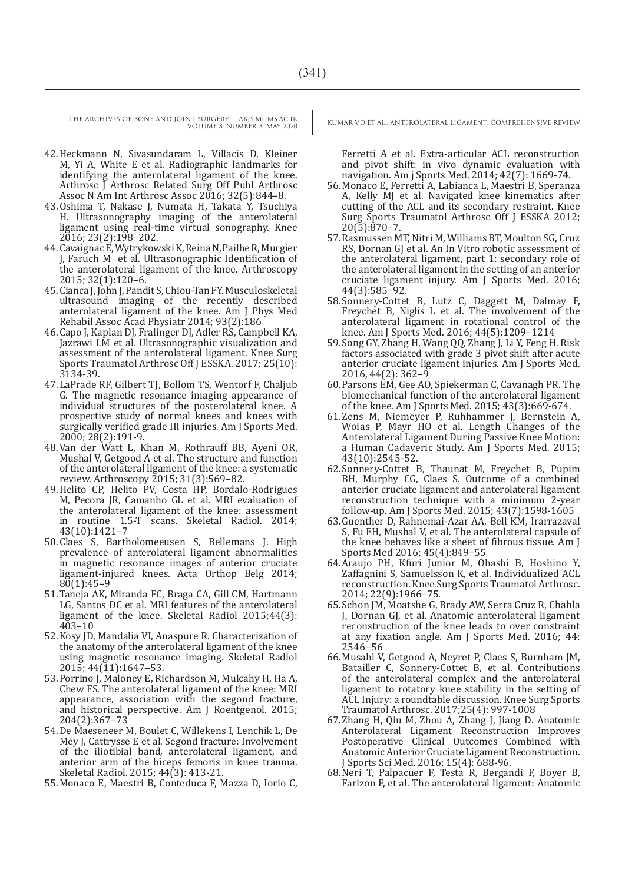42. Heckmann N, Sivasundaram L, Villacis D, Kleiner M, Yi A, White E et al. Radiographic landmarks for identifying the anterolateral ligament of the knee. Arthrosc J Arthrosc Related Surg Off Publ Arthrosc Assoc N Am Int Arthrosc Assoc 2016; 32(5):844–8.
43. Oshima T, Nakase J, Numata H, Takata Y, Tsuchiya H. Ultrasonography imaging of the anterolateral ligament using real-time virtual sonography. Knee 2016; 23(2):198–202.
44. Cavaignac E, Wytrykowski K, Reina N, Pailhe R, Murgier J, Faruch M et al. Ultrasonographic Identification of the anterolateral ligament of the knee. Arthroscopy 2015; 32(1):120–6.
45. Cianca J, John J, Pandit S, Chiou-Tan FY. Musculoskeletal ultrasound imaging of the recently described anterolateral ligament of the knee. Am J Phys Med Rehabil Assoc Acad Physiatr 2014; 93(2):186
46. Capo J, Kaplan DJ, Fralinger DJ, Adler RS, Campbell KA, Jazrawi LM et al. Ultrasonographic visualization and assessment of the anterolateral ligament. Knee Surg Sports Traumatol Arthrosc Off J ESSKA. 2017; 25(10): 3134-39.
47. LaPrade RF, Gilbert TJ, Bollom TS, Wentorf F, Chaljub G. The magnetic resonance imaging appearance of individual structures of the posterolateral knee. A prospective study of normal knees and knees with surgically verified grade III injuries. Am J Sports Med. 2000; 28(2):191-9.
48. Van der Watt L, Khan M, Rothrauff BB, Ayeni OR, Mushal V, Getgood A et al. The structure and function of the anterolateral ligament of the knee: a systematic review. Arthroscopy 2015; 31(3):569–82.
49. Helito CP, Helito PV, Costa HP, Bordalo-Rodrigues M, Pecora JR, Camanho GL et al. MRI evaluation of the anterolateral ligament of the knee: assessment in routine 1.5-T scans. Skeletal Radiol. 2014; 43(10):1421–7
50. Claes S, Bartholomeeusen S, Bellemans J. High prevalence of anterolateral ligament abnormalities in magnetic resonance images of anterior cruciate ligament-injured knees. Acta Orthop Belg 2014; 80(1):45–9
51. Taneja AK, Miranda FC, Braga CA, Gill CM, Hartmann LG, Santos DC et al. MRI features of the anterolateral ligament of the knee. Skeletal Radiol 2015;44(3): 403–10
52. Kosy JD, Mandalia VI, Anaspure R. Characterization of the anatomy of the anterolateral ligament of the knee using magnetic resonance imaging. Skeletal Radiol 2015; 44(11):1647–53.
53. Porrino J, Maloney E, Richardson M, Mulcahy H, Ha A, Chew FS. The anterolateral ligament of the knee: MRI appearance, association with the segond fracture, and historical perspective. Am J Roentgenol. 2015; 204(2):367–73
54. De Maeseneer M, Boulet C, Willekens I, Lenchik L, De Mey J, Cattrysse E et al. Segond fracture: Involvement of the iliotibial band, anterolateral ligament, and anterior arm of the biceps femoris in knee trauma. Skeletal Radiol. 2015; 44(3): 413-21.
55. Monaco E, Maestri B, Conteduca F, Mazza D, Iorio C, Ferretti A et al. Extra-articular ACL reconstruction and pivot shift: in vivo dynamic evaluation with navigation. Am j Sports Med. 2014; 42(7): 1669-74.
56. Monaco E, Ferretti A, Labianca L, Maestri B, Speranza A, Kelly MJ et al. Navigated knee kinematics after cutting of the ACL and its secondary restraint. Knee Surg Sports Traumatol Arthrosc Off J ESSKA 2012; 20(5):870–7.
57. Rasmussen MT, Nitri M, Williams BT, Moulton SG, Cruz RS, Dornan GJ et al. An In Vitro robotic assessment of the anterolateral ligament, part 1: secondary role of the anterolateral ligament in the setting of an anterior cruciate ligament injury. Am J Sports Med. 2016; 44(3):585–92.
58. Sonnery-Cottet B, Lutz C, Daggett M, Dalmay F, Freychet B, Niglis L et al. The involvement of the anterolateral ligament in rotational control of the knee. Am J Sports Med. 2016; 44(5):1209–1214
59. Song GY, Zhang H, Wang QQ, Zhang J, Li Y, Feng H. Risk factors associated with grade 3 pivot shift after acute anterior cruciate ligament injuries. Am J Sports Med. 2016, 44(2): 362–9
60. Parsons EM, Gee AO, Spiekerman C, Cavanagh PR. The biomechanical function of the anterolateral ligament of the knee. Am J Sports Med. 2015; 43(3):669-674.
61. Zens M, Niemeyer P, Ruhhammer J, Bernstein A, Woias P, Mayr HO et al. Length Changes of the Anterolateral Ligament During Passive Knee Motion: a Human Cadaveric Study. Am J Sports Med. 2015; 43(10):2545-52.
62. Sonnery-Cottet B, Thaunat M, Freychet B, Pupim BH, Murphy CG, Claes S. Outcome of a combined anterior cruciate ligament and anterolateral ligament reconstruction technique with a minimum 2-year follow-up. Am J Sports Med. 2015; 43(7):1598-1605
63. Guenther D, Rahnemai-Azar AA, Bell KM, Irarrazaval S, Fu FH, Mushal V, et al. The anterolateral capsule of the knee behaves like a sheet of fibrous tissue. Am J Sports Med 2016; 45(4):849–55
64. Araujo PH, Kfuri Junior M, Ohashi B, Hoshino Y, Zaffagnini S, Samuelsson K, et al. Individualized ACL reconstruction. Knee Surg Sports Traumatol Arthrosc. 2014; 22(9):1966–75.
65. Schon JM, Moatshe G, Brady AW, Serra Cruz R, Chahla J, Dornan GJ, et al. Anatomic anterolateral ligament reconstruction of the knee leads to over constraint at any fixation angle. Am J Sports Med. 2016; 44: 2546–56
66. Musahl V, Getgood A, Neyret P, Claes S, Burnham JM, Batailler C, Sonnery-Cottet B, et al. Contributions of the anterolateral complex and the anterolateral ligament to rotatory knee stability in the setting of ACL Injury: a roundtable discussion. Knee Surg Sports Traumatol Arthrosc. 2017;25(4): 997-1008
67. Zhang H, Qiu M, Zhou A, Zhang J, Jiang D. Anatomic Anterolateral Ligament Reconstruction Improves Postoperative Clinical Outcomes Combined with Anatomic Anterior Cruciate Ligament Reconstruction. J Sports Sci Med. 2016; 15(4): 688-96.
68. Neri T, Palpacuer F, Testa R, Bergandi F, Boyer B, Farizon F, et al. The anterolateral ligament: Anatomic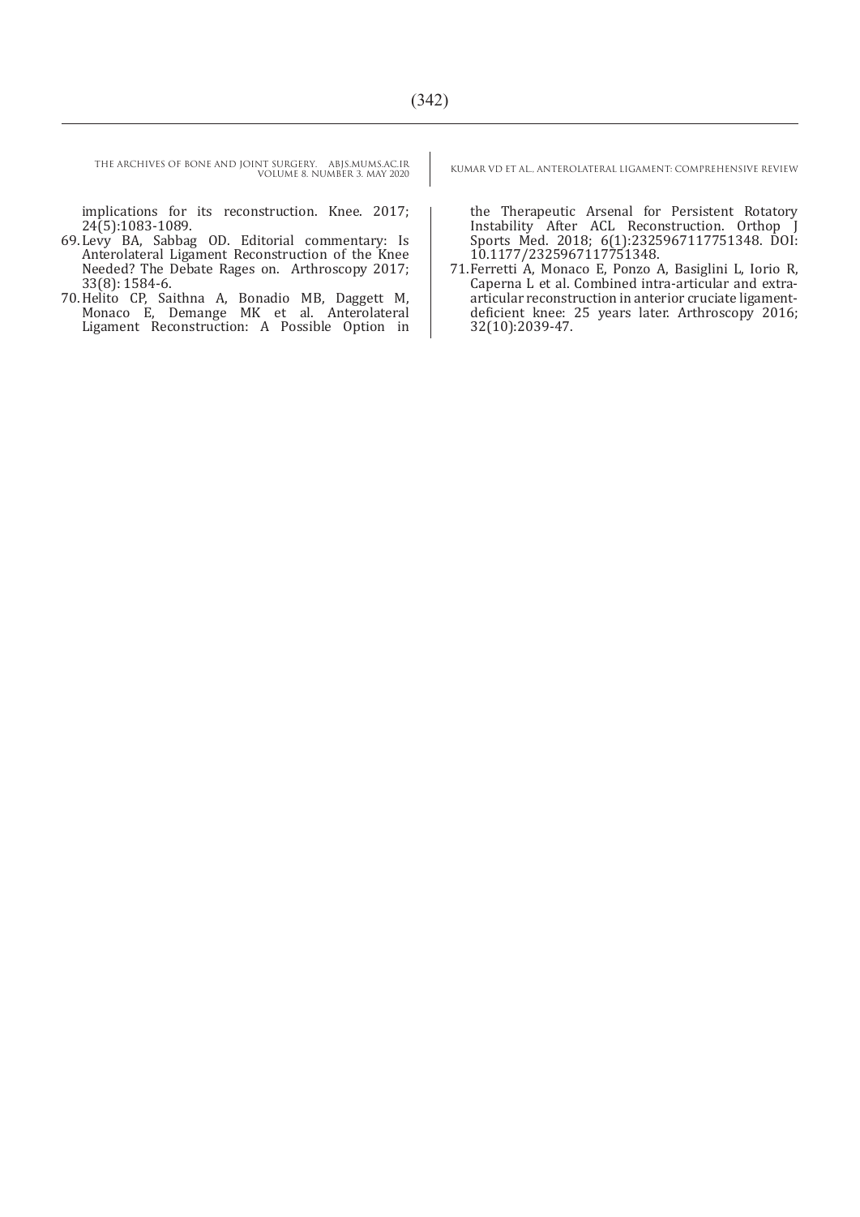implications for its reconstruction. Knee. 2017; 24(5):1083-1089.

69. Levy BA, Sabbag OD. Editorial commentary: Is Anterolateral Ligament Reconstruction of the Knee Needed? The Debate Rages on. Arthroscopy 2017; 33(8): 1584-6.
70. Helito CP, Saithna A, Bonadio MB, Daggett M, Monaco E, Demange MK et al. Anterolateral Ligament Reconstruction: A Possible Option in the Therapeutic Arsenal for Persistent Rotatory Instability After ACL Reconstruction. Orthop J Sports Med. 2018; 6(1):2325967117751348. DOI: 10.1177/2325967117751348.
71. Ferretti A, Monaco E, Ponzo A, Basiglini L, Iorio R, Caperna L et al. Combined intra-articular and extra-articular reconstruction in anterior cruciate ligament-deficient knee: 25 years later. Arthroscopy 2016; 32(10):2039-47.